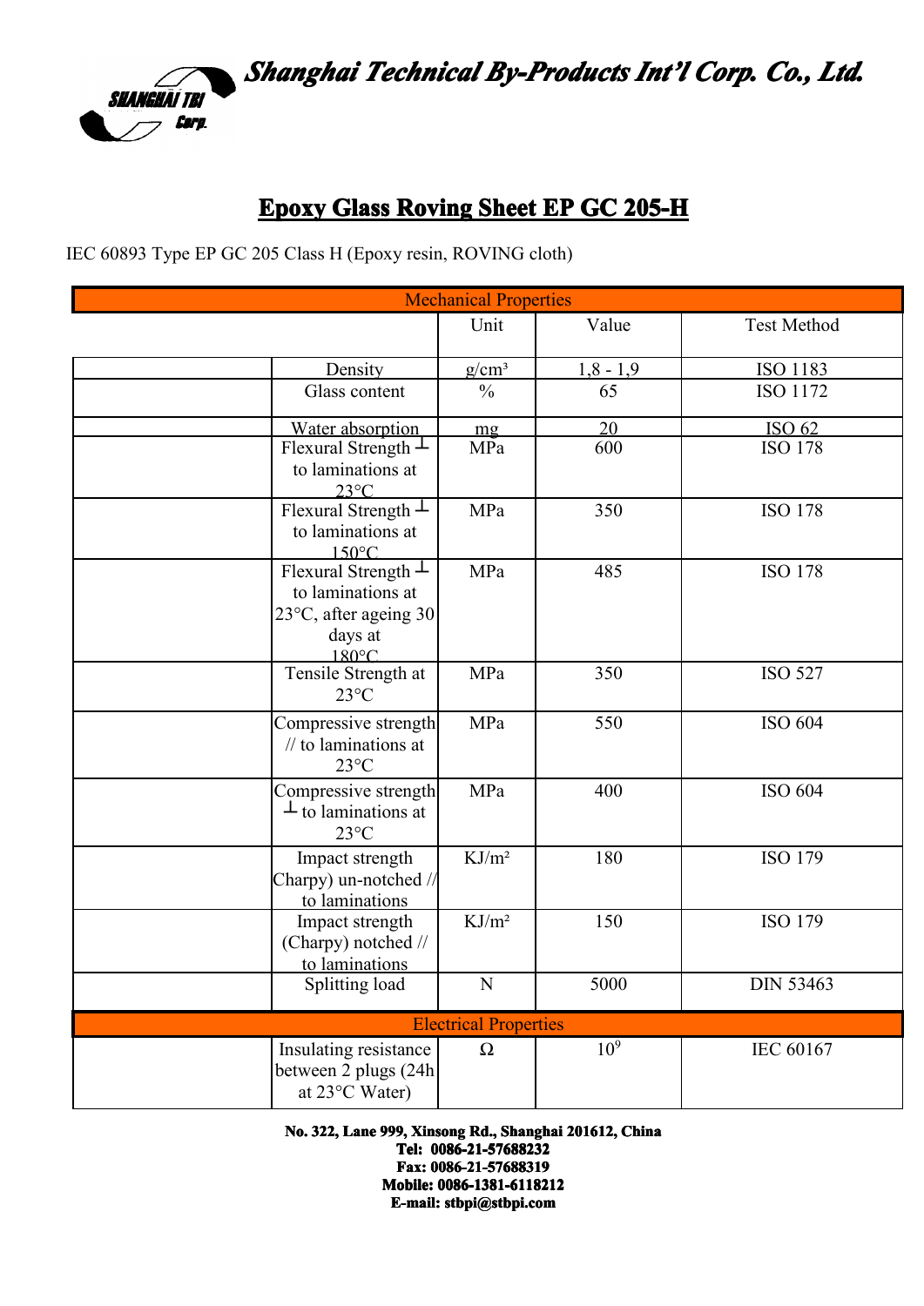# Shanghai Technical By-Products Int'l Corp. Co., Ltd.

## Epoxy Glass Roving Sheet EP GC 205-H

IEC 60893 Type EP GC 205 Class H (Epoxy resin, ROVING cloth)

| Mechanical Properties | Unit | Value | Test Method |
|---|---|---|---|
| Density | g/cm³ | 1,8 - 1,9 | ISO 1183 |
| Glass content | % | 65 | ISO 1172 |
| Water absorption | mg | 20 | ISO 62 |
| Flexural Strength ⊥ to laminations at 23°C | MPa | 600 | ISO 178 |
| Flexural Strength ⊥ to laminations at 150°C | MPa | 350 | ISO 178 |
| Flexural Strength ⊥ to laminations at 23°C, after ageing 30 days at 180°C | MPa | 485 | ISO 178 |
| Tensile Strength at 23°C | MPa | 350 | ISO 527 |
| Compressive strength // to laminations at 23°C | MPa | 550 | ISO 604 |
| Compressive strength ⊥ to laminations at 23°C | MPa | 400 | ISO 604 |
| Impact strength Charpy) un-notched // to laminations | KJ/m² | 180 | ISO 179 |
| Impact strength (Charpy) notched // to laminations | KJ/m² | 150 | ISO 179 |
| Splitting load | N | 5000 | DIN 53463 |
| **Electrical Properties** | | | |
| Insulating resistance between 2 plugs (24h at 23°C Water) | Ω | $10^9$ | IEC 60167 |

**No. 322, Lane 999, Xinsong Rd., Shanghai 201612, China**
**Tel: 0086-21-57688232**
**Fax: 0086-21-57688319**
**Mobile: 0086-1381-6118212**
**E-mail: stbpi@stbpi.com**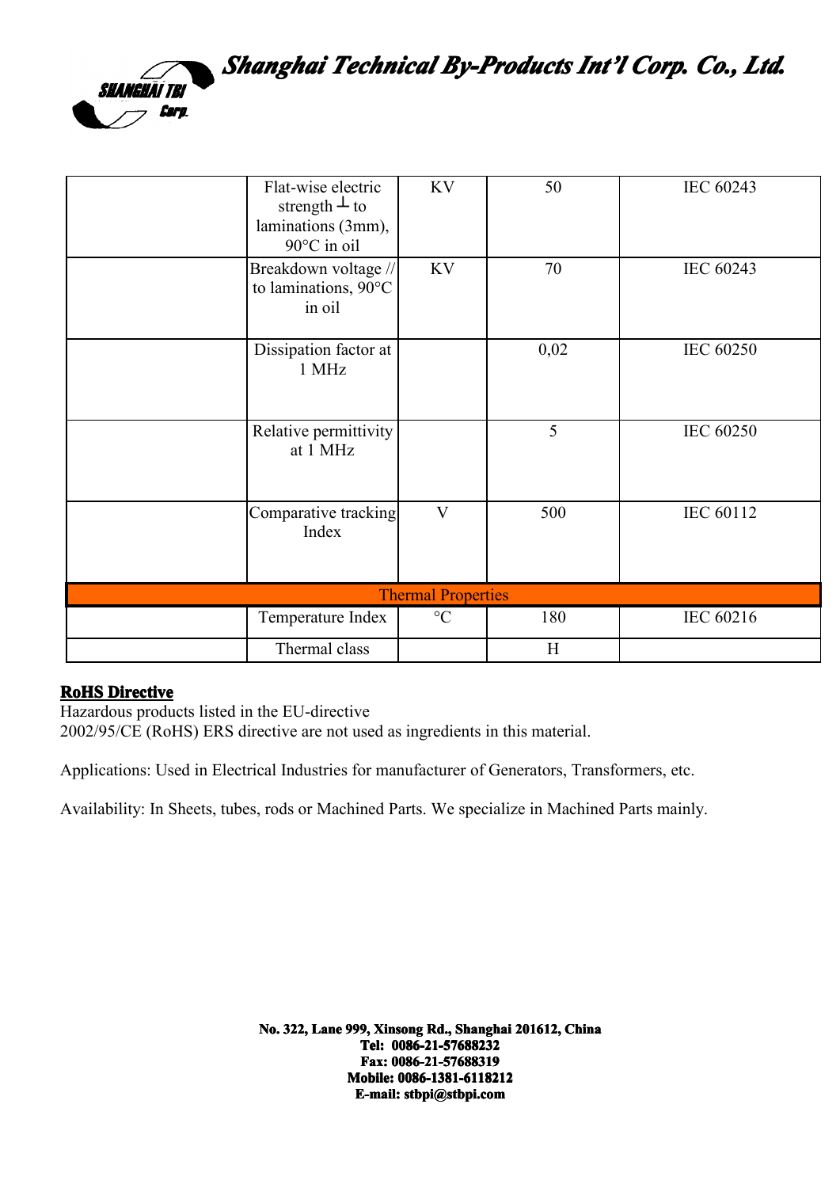| | | | | |
|---|---|---|---|---|
| | Flat-wise electric strength ⊥ to laminations (3mm), 90°C in oil | KV | 50 | IEC 60243 |
| | Breakdown voltage // to laminations, 90°C in oil | KV | 70 | IEC 60243 |
| | Dissipation factor at 1 MHz | | 0,02 | IEC 60250 |
| | Relative permittivity at 1 MHz | | 5 | IEC 60250 |
| | Comparative tracking Index | V | 500 | IEC 60112 |
| Thermal Properties | | | | |
| | Temperature Index | °C | 180 | IEC 60216 |
| | Thermal class | | H | |

**RoHS Directive**

Hazardous products listed in the EU-directive
2002/95/CE (RoHS) ERS directive are not used as ingredients in this material.

Applications: Used in Electrical Industries for manufacturer of Generators, Transformers, etc.

Availability: In Sheets, tubes, rods or Machined Parts. We specialize in Machined Parts mainly.